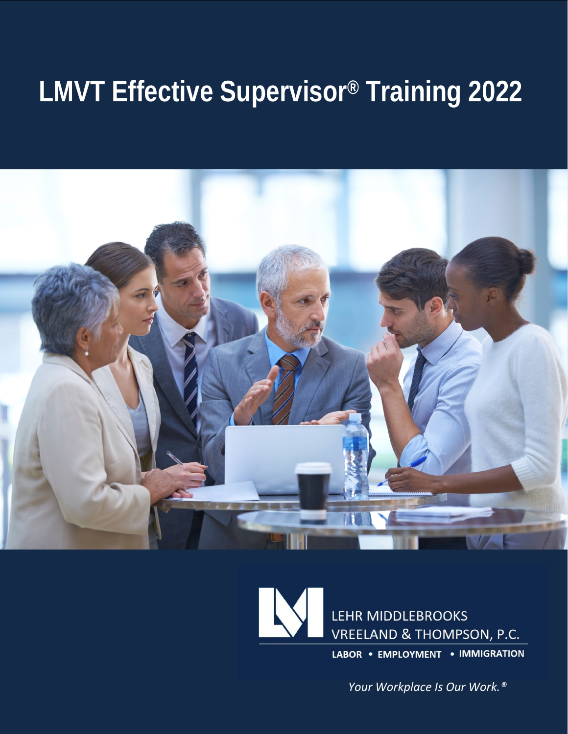# LMVT Effective Supervisor® Training 2022

LEHR MIDDLEBROOKS VREELAND & THOMPSON, P.C.

LABOR • EMPLOYMENT • IMMIGRATION

*Your Workplace Is Our Work.®*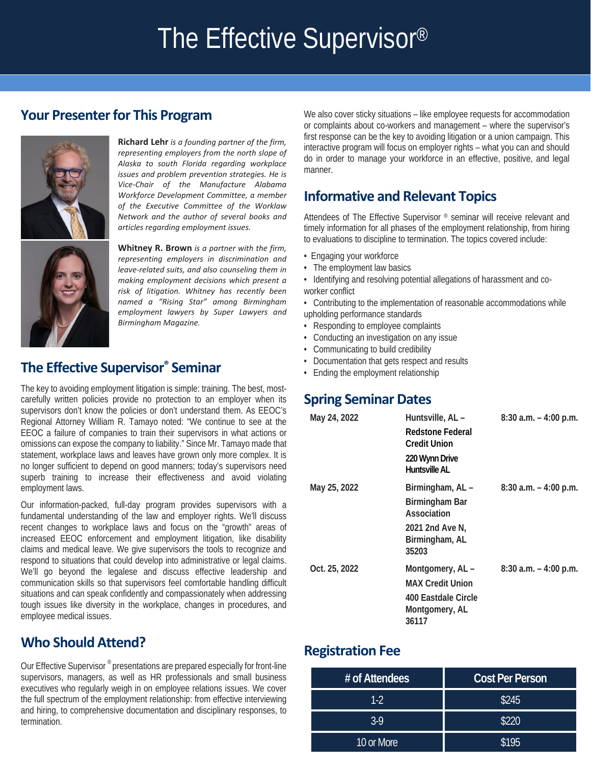# The Effective Supervisor®

## Your Presenter for This Program

**Richard Lehr** *is a founding partner of the firm, representing employers from the north slope of Alaska to south Florida regarding workplace issues and problem prevention strategies. He is Vice-Chair of the Manufacture Alabama Workforce Development Committee, a member of the Executive Committee of the Worklaw Network and the author of several books and articles regarding employment issues.*

**Whitney R. Brown** *is a partner with the firm, representing employers in discrimination and leave-related suits, and also counseling them in making employment decisions which present a risk of litigation. Whitney has recently been named a "Rising Star" among Birmingham employment lawyers by Super Lawyers and Birmingham Magazine.*

## The Effective Supervisor® Seminar

The key to avoiding employment litigation is simple: training. The best, most-carefully written policies provide no protection to an employer when its supervisors don't know the policies or don't understand them. As EEOC's Regional Attorney William R. Tamayo noted: "We continue to see at the EEOC a failure of companies to train their supervisors in what actions or omissions can expose the company to liability." Since Mr. Tamayo made that statement, workplace laws and leaves have grown only more complex. It is no longer sufficient to depend on good manners; today's supervisors need superb training to increase their effectiveness and avoid violating employment laws.

Our information-packed, full-day program provides supervisors with a fundamental understanding of the law and employer rights. We'll discuss recent changes to workplace laws and focus on the "growth" areas of increased EEOC enforcement and employment litigation, like disability claims and medical leave. We give supervisors the tools to recognize and respond to situations that could develop into administrative or legal claims. We'll go beyond the legalese and discuss effective leadership and communication skills so that supervisors feel comfortable handling difficult situations and can speak confidently and compassionately when addressing tough issues like diversity in the workplace, changes in procedures, and employee medical issues.

## Who Should Attend?

Our Effective Supervisor® presentations are prepared especially for front-line supervisors, managers, as well as HR professionals and small business executives who regularly weigh in on employee relations issues. We cover the full spectrum of the employment relationship: from effective interviewing and hiring, to comprehensive documentation and disciplinary responses, to termination.

We also cover sticky situations – like employee requests for accommodation or complaints about co-workers and management – where the supervisor's first response can be the key to avoiding litigation or a union campaign. This interactive program will focus on employer rights – what you can and should do in order to manage your workforce in an effective, positive, and legal manner.

## Informative and Relevant Topics

Attendees of The Effective Supervisor® seminar will receive relevant and timely information for all phases of the employment relationship, from hiring to evaluations to discipline to termination. The topics covered include:

- Engaging your workforce
- The employment law basics
- Identifying and resolving potential allegations of harassment and co-worker conflict
- Contributing to the implementation of reasonable accommodations while upholding performance standards
- Responding to employee complaints
- Conducting an investigation on any issue
- Communicating to build credibility
- Documentation that gets respect and results
- Ending the employment relationship

## Spring Seminar Dates

| | | |
|---|---|---|
| **May 24, 2022** | **Huntsville, AL – Redstone Federal Credit Union**<br>**220 Wynn Drive Huntsville AL** | **8:30 a.m. – 4:00 p.m.** |
| **May 25, 2022** | **Birmingham, AL – Birmingham Bar Association**<br>**2021 2nd Ave N, Birmingham, AL 35203** | **8:30 a.m. – 4:00 p.m.** |
| **Oct. 25, 2022** | **Montgomery, AL – MAX Credit Union**<br>**400 Eastdale Circle Montgomery, AL 36117** | **8:30 a.m. – 4:00 p.m.** |

## Registration Fee

| # of Attendees | Cost Per Person |
|---|---|
| 1-2 | $245 |
| 3-9 | $220 |
| 10 or More | $195 |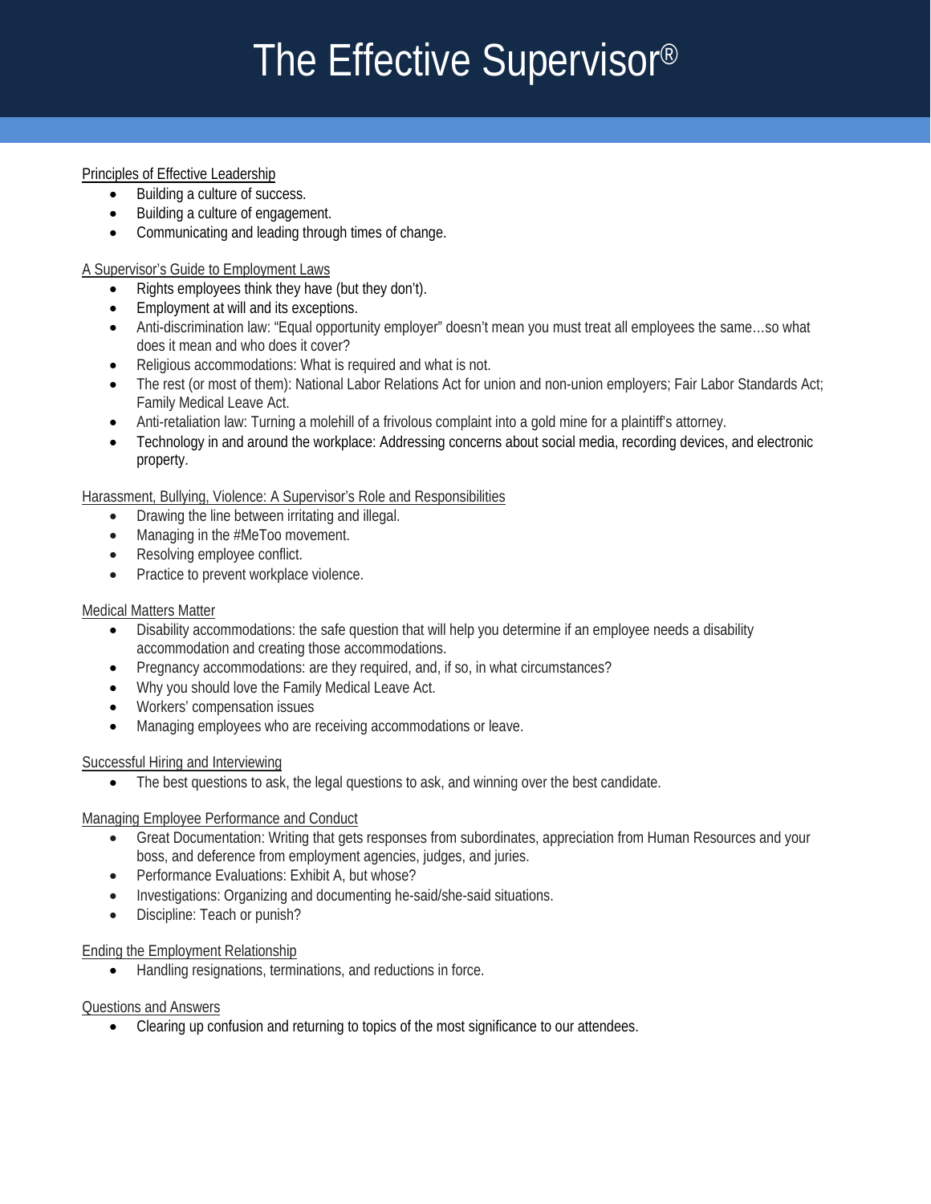# The Effective Supervisor®

Principles of Effective Leadership

- Building a culture of success.
- Building a culture of engagement.
- Communicating and leading through times of change.

A Supervisor's Guide to Employment Laws

- Rights employees think they have (but they don't).
- Employment at will and its exceptions.
- Anti-discrimination law: "Equal opportunity employer" doesn't mean you must treat all employees the same…so what does it mean and who does it cover?
- Religious accommodations: What is required and what is not.
- The rest (or most of them): National Labor Relations Act for union and non-union employers; Fair Labor Standards Act; Family Medical Leave Act.
- Anti-retaliation law: Turning a molehill of a frivolous complaint into a gold mine for a plaintiff's attorney.
- Technology in and around the workplace: Addressing concerns about social media, recording devices, and electronic property.

Harassment, Bullying, Violence: A Supervisor's Role and Responsibilities

- Drawing the line between irritating and illegal.
- Managing in the #MeToo movement.
- Resolving employee conflict.
- Practice to prevent workplace violence.

Medical Matters Matter

- Disability accommodations: the safe question that will help you determine if an employee needs a disability accommodation and creating those accommodations.
- Pregnancy accommodations: are they required, and, if so, in what circumstances?
- Why you should love the Family Medical Leave Act.
- Workers' compensation issues
- Managing employees who are receiving accommodations or leave.

Successful Hiring and Interviewing

- The best questions to ask, the legal questions to ask, and winning over the best candidate.

Managing Employee Performance and Conduct

- Great Documentation: Writing that gets responses from subordinates, appreciation from Human Resources and your boss, and deference from employment agencies, judges, and juries.
- Performance Evaluations: Exhibit A, but whose?
- Investigations: Organizing and documenting he-said/she-said situations.
- Discipline: Teach or punish?

Ending the Employment Relationship

- Handling resignations, terminations, and reductions in force.

Questions and Answers

- Clearing up confusion and returning to topics of the most significance to our attendees.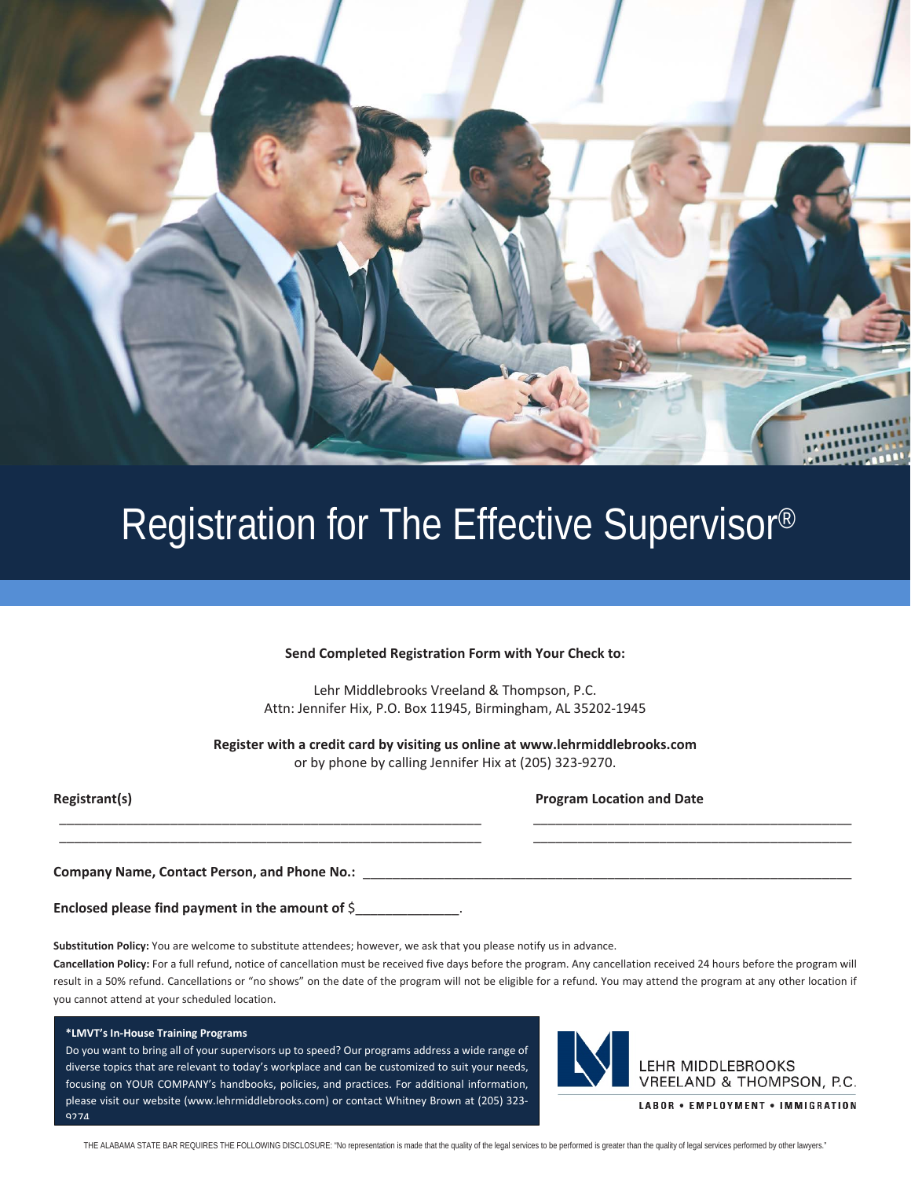# Registration for The Effective Supervisor®

**Send Completed Registration Form with Your Check to:**

Lehr Middlebrooks Vreeland & Thompson, P.C.
Attn: Jennifer Hix, P.O. Box 11945, Birmingham, AL 35202-1945

**Register with a credit card by visiting us online at www.lehrmiddlebrooks.com**
or by phone by calling Jennifer Hix at (205) 323-9270.

**Registrant(s)**

______________________________________________________

______________________________________________________

**Program Location and Date**

_____________________________________________

_____________________________________________

**Company Name, Contact Person, and Phone No.:** ______________________________________________________________________

**Enclosed please find payment in the amount of** $______________.

**Substitution Policy:** You are welcome to substitute attendees; however, we ask that you please notify us in advance.

**Cancellation Policy:** For a full refund, notice of cancellation must be received five days before the program. Any cancellation received 24 hours before the program will result in a 50% refund. Cancellations or "no shows" on the date of the program will not be eligible for a refund. You may attend the program at any other location if you cannot attend at your scheduled location.

**\*LMVT's In-House Training Programs**

Do you want to bring all of your supervisors up to speed? Our programs address a wide range of diverse topics that are relevant to today's workplace and can be customized to suit your needs, focusing on YOUR COMPANY's handbooks, policies, and practices. For additional information, please visit our website (www.lehrmiddlebrooks.com) or contact Whitney Brown at (205) 323-9274.

LEHR MIDDLEBROOKS VREELAND & THOMPSON, P.C.

LABOR • EMPLOYMENT • IMMIGRATION

THE ALABAMA STATE BAR REQUIRES THE FOLLOWING DISCLOSURE: "No representation is made that the quality of the legal services to be performed is greater than the quality of legal services performed by other lawyers."